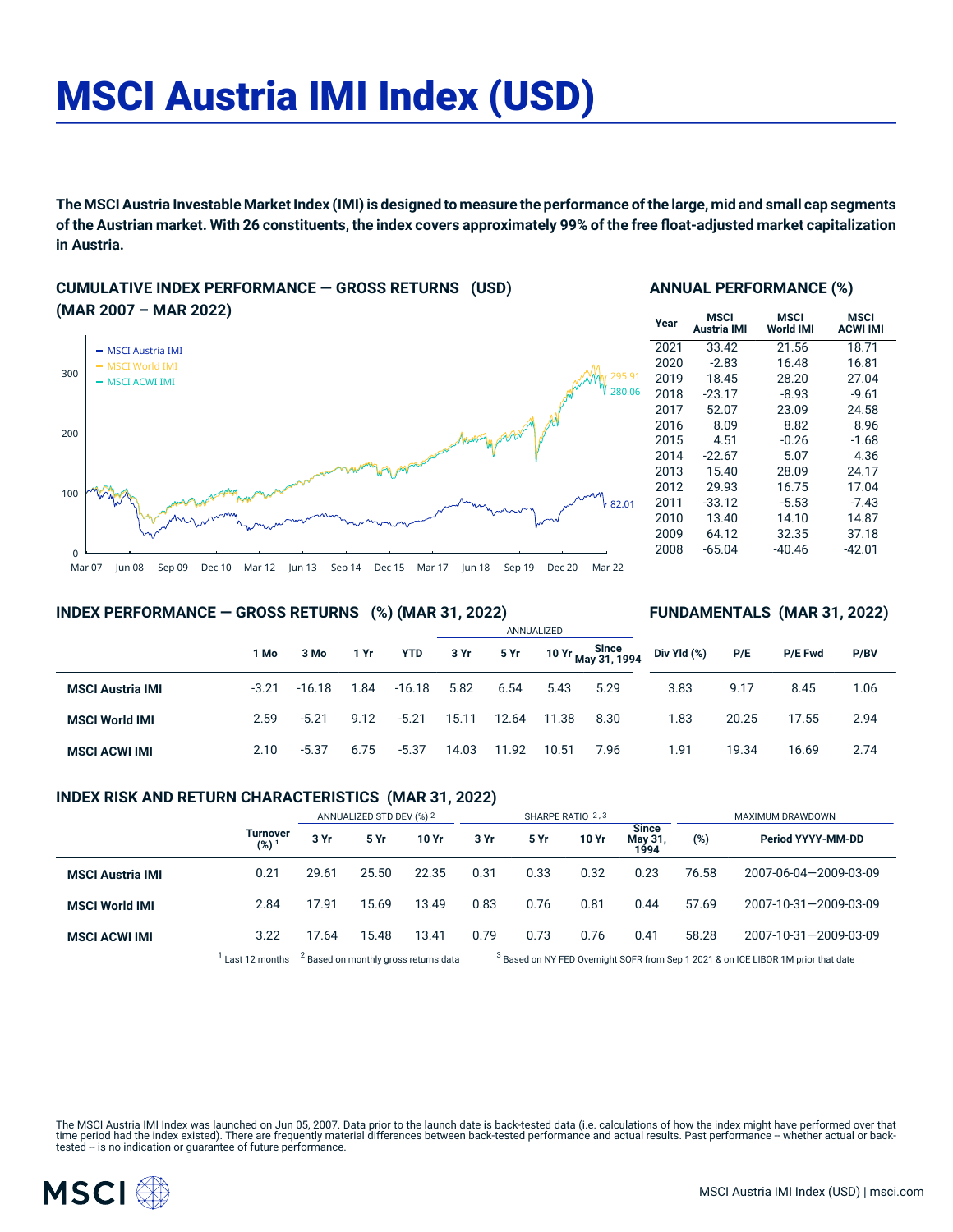# MSCI Austria IMI Index (USD)

**The MSCI Austria Investable Market Index (IMI) is designed to measure the performance of the large, mid and small cap segments of the Austrian market. With 26 constituents, the index covers approximately 99% of the free float-adjusted market capitalization in Austria.**

## CUMULATIVE INDEX PERFORMANCE — GROSS RETURNS (USD) (MAR 2007 – MAR 2022)

MSCI Austria IMI: 82.01
MSCI World IMI: 295.91
MSCI ACWI IMI: 280.06

## ANNUAL PERFORMANCE (%)

| Year | MSCI Austria IMI | MSCI World IMI | MSCI ACWI IMI |
|---|---|---|---|
| 2021 | 33.42 | 21.56 | 18.71 |
| 2020 | -2.83 | 16.48 | 16.81 |
| 2019 | 18.45 | 28.20 | 27.04 |
| 2018 | -23.17 | -8.93 | -9.61 |
| 2017 | 52.07 | 23.09 | 24.58 |
| 2016 | 8.09 | 8.82 | 8.96 |
| 2015 | 4.51 | -0.26 | -1.68 |
| 2014 | -22.67 | 5.07 | 4.36 |
| 2013 | 15.40 | 28.09 | 24.17 |
| 2012 | 29.93 | 16.75 | 17.04 |
| 2011 | -33.12 | -5.53 | -7.43 |
| 2010 | 13.40 | 14.10 | 14.87 |
| 2009 | 64.12 | 32.35 | 37.18 |
| 2008 | -65.04 | -40.46 | -42.01 |

## INDEX PERFORMANCE — GROSS RETURNS (%) (MAR 31, 2022)

## FUNDAMENTALS (MAR 31, 2022)

| | | | | | ANNUALIZED | | | | | | | |
|---|---|---|---|---|---|---|---|---|---|---|---|---|
| | 1 Mo | 3 Mo | 1 Yr | YTD | 3 Yr | 5 Yr | 10 Yr | Since May 31, 1994 | Div Yld (%) | P/E | P/E Fwd | P/BV |
| **MSCI Austria IMI** | -3.21 | -16.18 | 1.84 | -16.18 | 5.82 | 6.54 | 5.43 | 5.29 | 3.83 | 9.17 | 8.45 | 1.06 |
| **MSCI World IMI** | 2.59 | -5.21 | 9.12 | -5.21 | 15.11 | 12.64 | 11.38 | 8.30 | 1.83 | 20.25 | 17.55 | 2.94 |
| **MSCI ACWI IMI** | 2.10 | -5.37 | 6.75 | -5.37 | 14.03 | 11.92 | 10.51 | 7.96 | 1.91 | 19.34 | 16.69 | 2.74 |

## INDEX RISK AND RETURN CHARACTERISTICS (MAR 31, 2022)

| | | ANNUALIZED STD DEV (%) [2] | | | SHARPE RATIO [2, 3] | | | | MAXIMUM DRAWDOWN | |
|---|---|---|---|---|---|---|---|---|---|---|
| | Turnover (%) [1] | 3 Yr | 5 Yr | 10 Yr | 3 Yr | 5 Yr | 10 Yr | Since May 31, 1994 | (%) | Period YYYY-MM-DD |
| **MSCI Austria IMI** | 0.21 | 29.61 | 25.50 | 22.35 | 0.31 | 0.33 | 0.32 | 0.23 | 76.58 | 2007-06-04—2009-03-09 |
| **MSCI World IMI** | 2.84 | 17.91 | 15.69 | 13.49 | 0.83 | 0.76 | 0.81 | 0.44 | 57.69 | 2007-10-31—2009-03-09 |
| **MSCI ACWI IMI** | 3.22 | 17.64 | 15.48 | 13.41 | 0.79 | 0.73 | 0.76 | 0.41 | 58.28 | 2007-10-31—2009-03-09 |

[1] Last 12 months [2] Based on monthly gross returns data [3] Based on NY FED Overnight SOFR from Sep 1 2021 & on ICE LIBOR 1M prior that date

The MSCI Austria IMI Index was launched on Jun 05, 2007. Data prior to the launch date is back-tested data (i.e. calculations of how the index might have performed over that time period had the index existed). There are frequently material differences between back-tested performance and actual results. Past performance -- whether actual or back-tested -- is no indication or guarantee of future performance.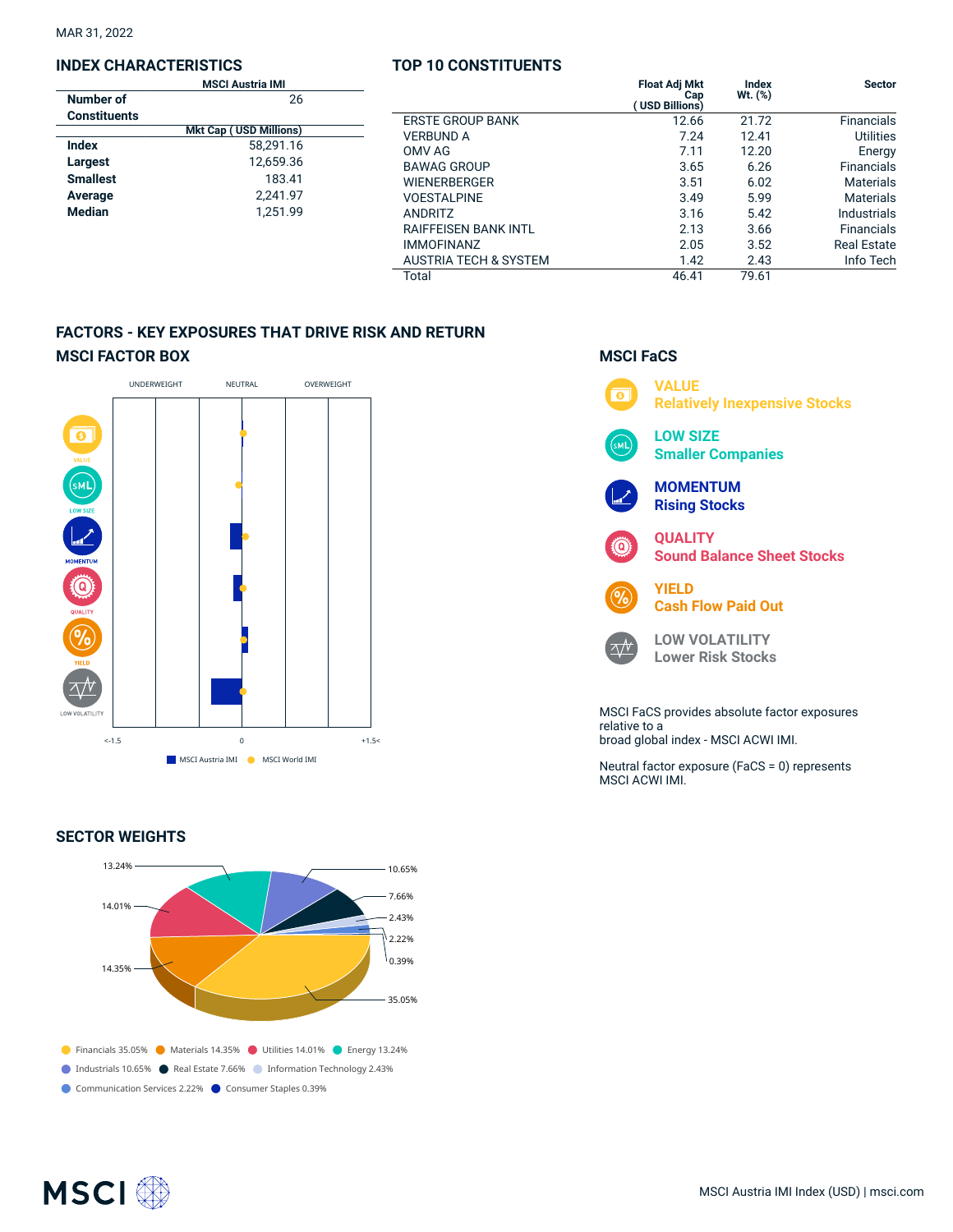MAR 31, 2022

## INDEX CHARACTERISTICS

| | MSCI Austria IMI |
|---|---|
| **Number of Constituents** | 26 |
| | **Mkt Cap ( USD Millions)** |
| **Index** | 58,291.16 |
| **Largest** | 12,659.36 |
| **Smallest** | 183.41 |
| **Average** | 2,241.97 |
| **Median** | 1,251.99 |

## TOP 10 CONSTITUENTS

| | Float Adj Mkt Cap ( USD Billions) | Index Wt. (%) | Sector |
|---|---|---|---|
| ERSTE GROUP BANK | 12.66 | 21.72 | Financials |
| VERBUND A | 7.24 | 12.41 | Utilities |
| OMV AG | 7.11 | 12.20 | Energy |
| BAWAG GROUP | 3.65 | 6.26 | Financials |
| WIENERBERGER | 3.51 | 6.02 | Materials |
| VOESTALPINE | 3.49 | 5.99 | Materials |
| ANDRITZ | 3.16 | 5.42 | Industrials |
| RAIFFEISEN BANK INTL | 2.13 | 3.66 | Financials |
| IMMOFINANZ | 2.05 | 3.52 | Real Estate |
| AUSTRIA TECH & SYSTEM | 1.42 | 2.43 | Info Tech |
| Total | 46.41 | 79.61 | |

## FACTORS - KEY EXPOSURES THAT DRIVE RISK AND RETURN

### MSCI FACTOR BOX

UNDERWEIGHT | NEUTRAL | OVERWEIGHT

VALUE, LOW SIZE, MOMENTUM, QUALITY, YIELD, LOW VOLATILITY

<-1.5 | 0 | +1.5<

MSCI Austria IMI | MSCI World IMI

### MSCI FaCS

**VALUE**
**Relatively Inexpensive Stocks**

**LOW SIZE**
**Smaller Companies**

**MOMENTUM**
**Rising Stocks**

**QUALITY**
**Sound Balance Sheet Stocks**

**YIELD**
**Cash Flow Paid Out**

**LOW VOLATILITY**
**Lower Risk Stocks**

MSCI FaCS provides absolute factor exposures relative to a
broad global index - MSCI ACWI IMI.

Neutral factor exposure (FaCS = 0) represents MSCI ACWI IMI.

## SECTOR WEIGHTS

- Financials 35.05%
- Materials 14.35%
- Utilities 14.01%
- Energy 13.24%
- Industrials 10.65%
- Real Estate 7.66%
- Information Technology 2.43%
- Communication Services 2.22%
- Consumer Staples 0.39%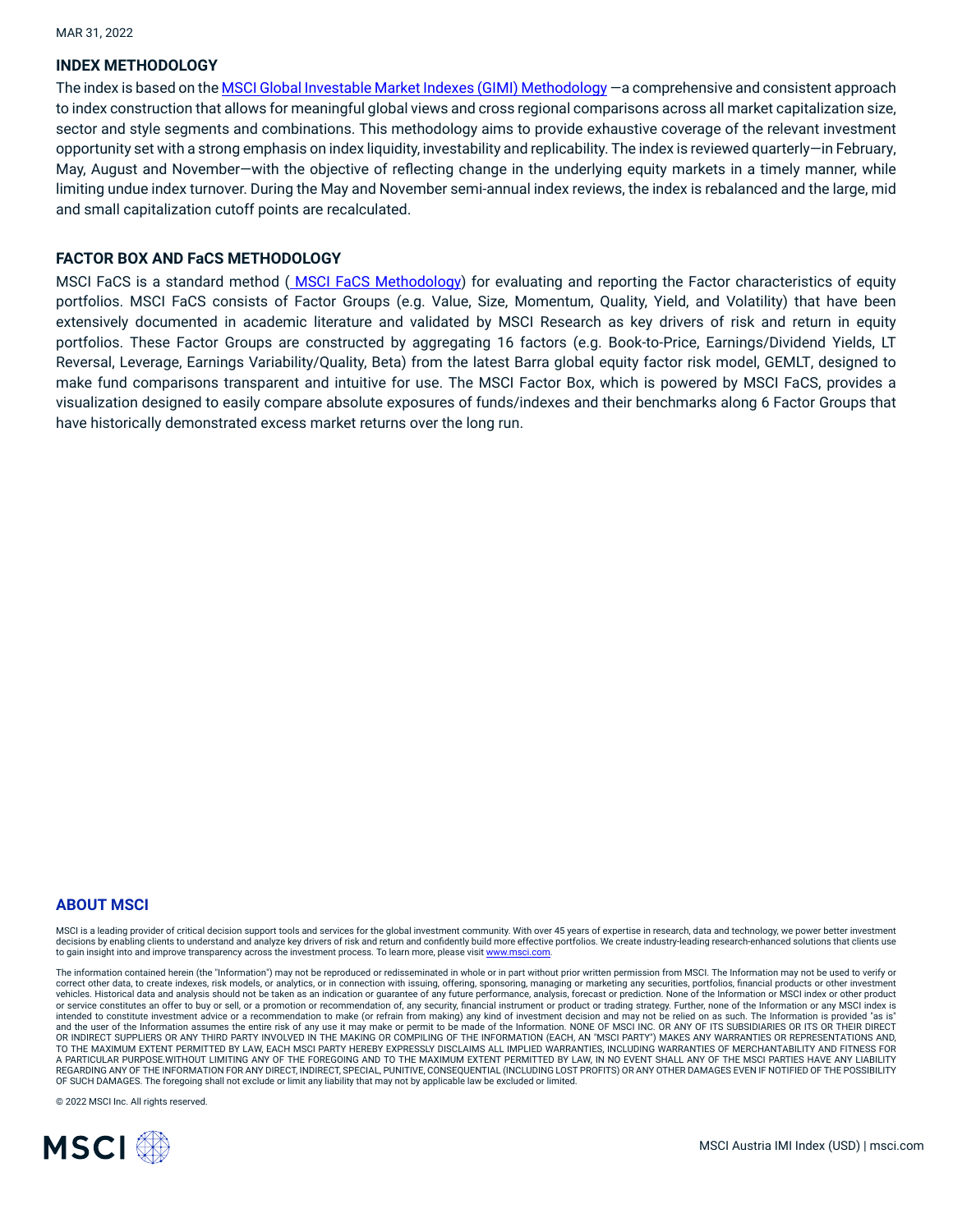## INDEX METHODOLOGY

The index is based on the MSCI Global Investable Market Indexes (GIMI) Methodology —a comprehensive and consistent approach to index construction that allows for meaningful global views and cross regional comparisons across all market capitalization size, sector and style segments and combinations. This methodology aims to provide exhaustive coverage of the relevant investment opportunity set with a strong emphasis on index liquidity, investability and replicability. The index is reviewed quarterly—in February, May, August and November—with the objective of reflecting change in the underlying equity markets in a timely manner, while limiting undue index turnover. During the May and November semi-annual index reviews, the index is rebalanced and the large, mid and small capitalization cutoff points are recalculated.

## FACTOR BOX AND FaCS METHODOLOGY

MSCI FaCS is a standard method ( MSCI FaCS Methodology) for evaluating and reporting the Factor characteristics of equity portfolios. MSCI FaCS consists of Factor Groups (e.g. Value, Size, Momentum, Quality, Yield, and Volatility) that have been extensively documented in academic literature and validated by MSCI Research as key drivers of risk and return in equity portfolios. These Factor Groups are constructed by aggregating 16 factors (e.g. Book-to-Price, Earnings/Dividend Yields, LT Reversal, Leverage, Earnings Variability/Quality, Beta) from the latest Barra global equity factor risk model, GEMLT, designed to make fund comparisons transparent and intuitive for use. The MSCI Factor Box, which is powered by MSCI FaCS, provides a visualization designed to easily compare absolute exposures of funds/indexes and their benchmarks along 6 Factor Groups that have historically demonstrated excess market returns over the long run.

## ABOUT MSCI

MSCI is a leading provider of critical decision support tools and services for the global investment community. With over 45 years of expertise in research, data and technology, we power better investment decisions by enabling clients to understand and analyze key drivers of risk and return and confidently build more effective portfolios. We create industry-leading research-enhanced solutions that clients use to gain insight into and improve transparency across the investment process. To learn more, please visit www.msci.com.

The information contained herein (the "Information") may not be reproduced or redisseminated in whole or in part without prior written permission from MSCI. The Information may not be used to verify or correct other data, to create indexes, risk models, or analytics, or in connection with issuing, offering, sponsoring, managing or marketing any securities, portfolios, financial products or other investment vehicles. Historical data and analysis should not be taken as an indication or guarantee of any future performance, analysis, forecast or prediction. None of the Information or MSCI index or other product or service constitutes an offer to buy or sell, or a promotion or recommendation of, any security, financial instrument or product or trading strategy. Further, none of the Information or any MSCI index is intended to constitute investment advice or a recommendation to make (or refrain from making) any kind of investment decision and may not be relied on as such. The Information is provided "as is" and the user of the Information assumes the entire risk of any use it may make or permit to be made of the Information. NONE OF MSCI INC. OR ANY OF ITS SUBSIDIARIES OR ITS OR THEIR DIRECT OR INDIRECT SUPPLIERS OR ANY THIRD PARTY INVOLVED IN THE MAKING OR COMPILING OF THE INFORMATION (EACH, AN "MSCI PARTY") MAKES ANY WARRANTIES OR REPRESENTATIONS AND, TO THE MAXIMUM EXTENT PERMITTED BY LAW, EACH MSCI PARTY HEREBY EXPRESSLY DISCLAIMS ALL IMPLIED WARRANTIES, INCLUDING WARRANTIES OF MERCHANTABILITY AND FITNESS FOR A PARTICULAR PURPOSE.WITHOUT LIMITING ANY OF THE FOREGOING AND TO THE MAXIMUM EXTENT PERMITTED BY LAW, IN NO EVENT SHALL ANY OF THE MSCI PARTIES HAVE ANY LIABILITY REGARDING ANY OF THE INFORMATION FOR ANY DIRECT, INDIRECT, SPECIAL, PUNITIVE, CONSEQUENTIAL (INCLUDING LOST PROFITS) OR ANY OTHER DAMAGES EVEN IF NOTIFIED OF THE POSSIBILITY OF SUCH DAMAGES. The foregoing shall not exclude or limit any liability that may not by applicable law be excluded or limited.

© 2022 MSCI Inc. All rights reserved.